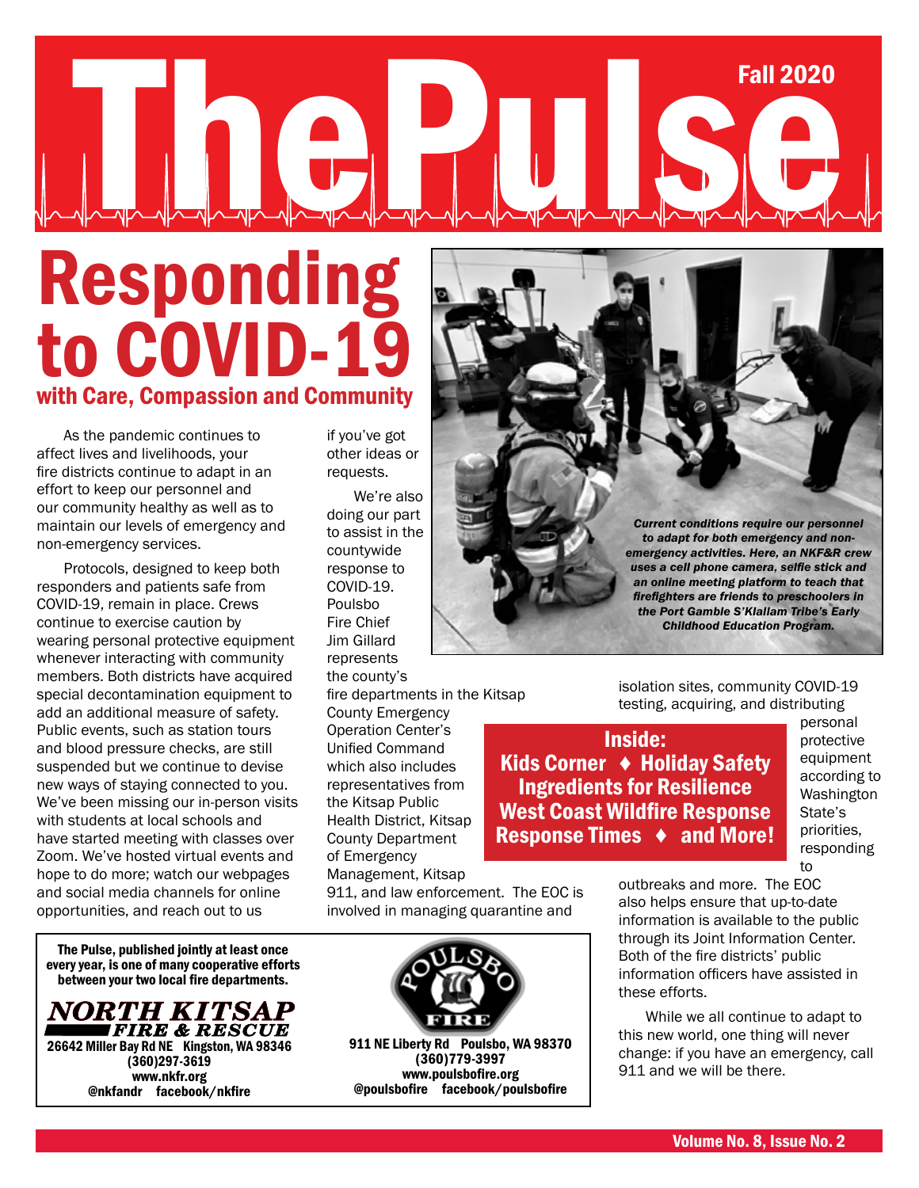# The Pulse

Fall 2020

# Responding to COVID-19

## with Care, Compassion and Community

As the pandemic continues to affect lives and livelihoods, your fire districts continue to adapt in an effort to keep our personnel and our community healthy as well as to maintain our levels of emergency and non-emergency services.

Protocols, designed to keep both responders and patients safe from COVID-19, remain in place. Crews continue to exercise caution by wearing personal protective equipment whenever interacting with community members. Both districts have acquired special decontamination equipment to add an additional measure of safety. Public events, such as station tours and blood pressure checks, are still suspended but we continue to devise new ways of staying connected to you. We've been missing our in-person visits with students at local schools and have started meeting with classes over Zoom. We've hosted virtual events and hope to do more; watch our webpages and social media channels for online opportunities, and reach out to us if you've got other ideas or requests.

We're also doing our part to assist in the countywide response to COVID-19. Poulsbo Fire Chief Jim Gillard represents the county's fire departments in the Kitsap County Emergency Operation Center's Unified Command which also includes representatives from the Kitsap Public Health District, Kitsap County Department of Emergency Management, Kitsap 911, and law enforcement. The EOC is involved in managing quarantine and isolation sites, community COVID-19 testing, acquiring, and distributing personal protective equipment according to Washington State's priorities, responding to outbreaks and more. The EOC also helps ensure that up-to-date information is available to the public through its Joint Information Center. Both of the fire districts' public information officers have assisted in these efforts.

While we all continue to adapt to this new world, one thing will never change: if you have an emergency, call 911 and we will be there.

*Current conditions require our personnel to adapt for both emergency and non-emergency activities. Here, an NKF&R crew uses a cell phone camera, selfie stick and an online meeting platform to teach that firefighters are friends to preschoolers in the Port Gamble S'Klallam Tribe's Early Childhood Education Program.*

**Inside:**
**Kids Corner ♦ Holiday Safety**
**Ingredients for Resilience**
**West Coast Wildfire Response**
**Response Times ♦ and More!**

**The Pulse, published jointly at least once every year, is one of many cooperative efforts between your two local fire departments.**

**NORTH KITSAP FIRE & RESCUE**
26642 Miller Bay Rd NE Kingston, WA 98346
(360)297-3619
www.nkfr.org
@nkfandr facebook/nkfire

**POULSBO FIRE**
911 NE Liberty Rd Poulsbo, WA 98370
(360)779-3997
www.poulsbofire.org
@poulsbofire facebook/poulsbofire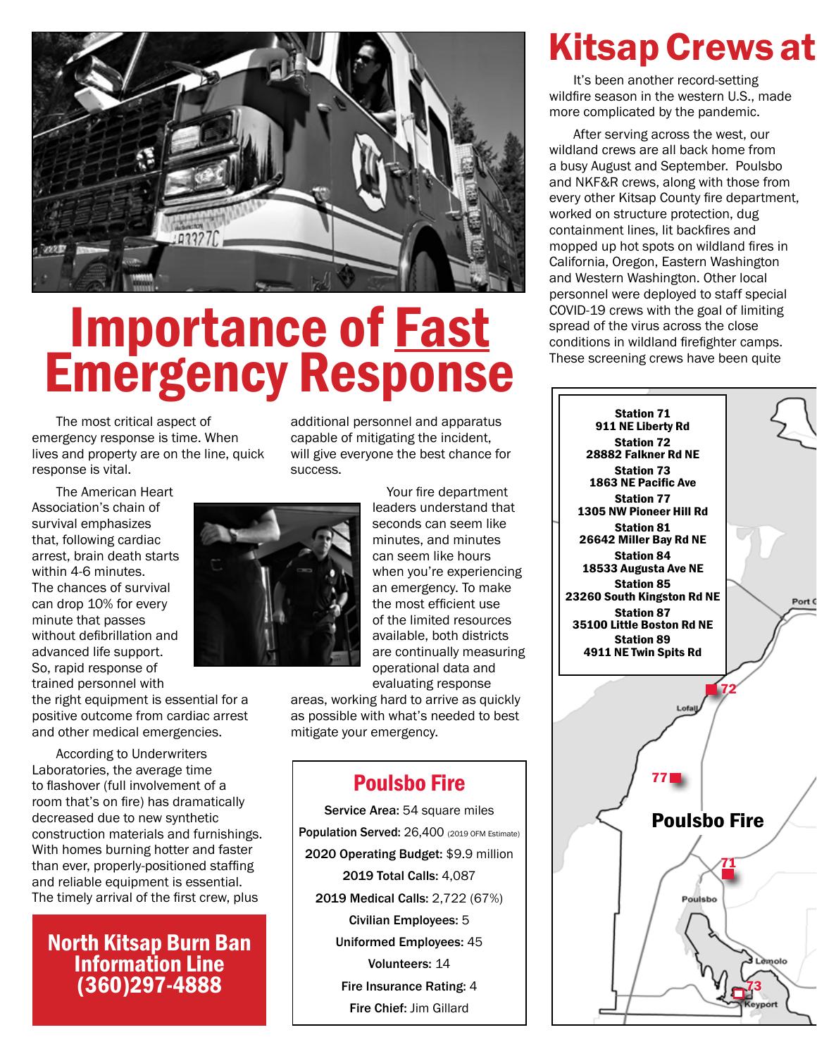# Importance of Fast Emergency Response

The most critical aspect of emergency response is time. When lives and property are on the line, quick response is vital.

The American Heart Association's chain of survival emphasizes that, following cardiac arrest, brain death starts within 4-6 minutes. The chances of survival can drop 10% for every minute that passes without defibrillation and advanced life support. So, rapid response of trained personnel with the right equipment is essential for a positive outcome from cardiac arrest and other medical emergencies.

According to Underwriters Laboratories, the average time to flashover (full involvement of a room that's on fire) has dramatically decreased due to new synthetic construction materials and furnishings. With homes burning hotter and faster than ever, properly-positioned staffing and reliable equipment is essential. The timely arrival of the first crew, plus additional personnel and apparatus capable of mitigating the incident, will give everyone the best chance for success.

Your fire department leaders understand that seconds can seem like minutes, and minutes can seem like hours when you're experiencing an emergency. To make the most efficient use of the limited resources available, both districts are continually measuring operational data and evaluating response areas, working hard to arrive as quickly as possible with what's needed to best mitigate your emergency.

## North Kitsap Burn Ban Information Line (360)297-4888

## Poulsbo Fire

**Service Area:** 54 square miles

**Population Served:** 26,400 (2019 OFM Estimate)

**2020 Operating Budget:** $9.9 million

**2019 Total Calls:** 4,087

**2019 Medical Calls:** 2,722 (67%)

**Civilian Employees:** 5

**Uniformed Employees:** 45

**Volunteers:** 14

**Fire Insurance Rating:** 4

**Fire Chief:** Jim Gillard

# Kitsap Crews at

It's been another record-setting wildfire season in the western U.S., made more complicated by the pandemic.

After serving across the west, our wildland crews are all back home from a busy August and September. Poulsbo and NKF&R crews, along with those from every other Kitsap County fire department, worked on structure protection, dug containment lines, lit backfires and mopped up hot spots on wildland fires in California, Oregon, Eastern Washington and Western Washington. Other local personnel were deployed to staff special COVID-19 crews with the goal of limiting spread of the virus across the close conditions in wildland firefighter camps. These screening crews have been quite

**Station 71**
**911 NE Liberty Rd**
**Station 72**
**28882 Falkner Rd NE**
**Station 73**
**1863 NE Pacific Ave**
**Station 77**
**1305 NW Pioneer Hill Rd**
**Station 81**
**26642 Miller Bay Rd NE**
**Station 84**
**18533 Augusta Ave NE**
**Station 85**
**23260 South Kingston Rd NE**
**Station 87**
**35100 Little Boston Rd NE**
**Station 89**
**4911 NE Twin Spits Rd**

**Poulsbo Fire**

72 · 77 · 71 · 73 · Lofall · Poulsbo · Lemolo · Keyport · Port G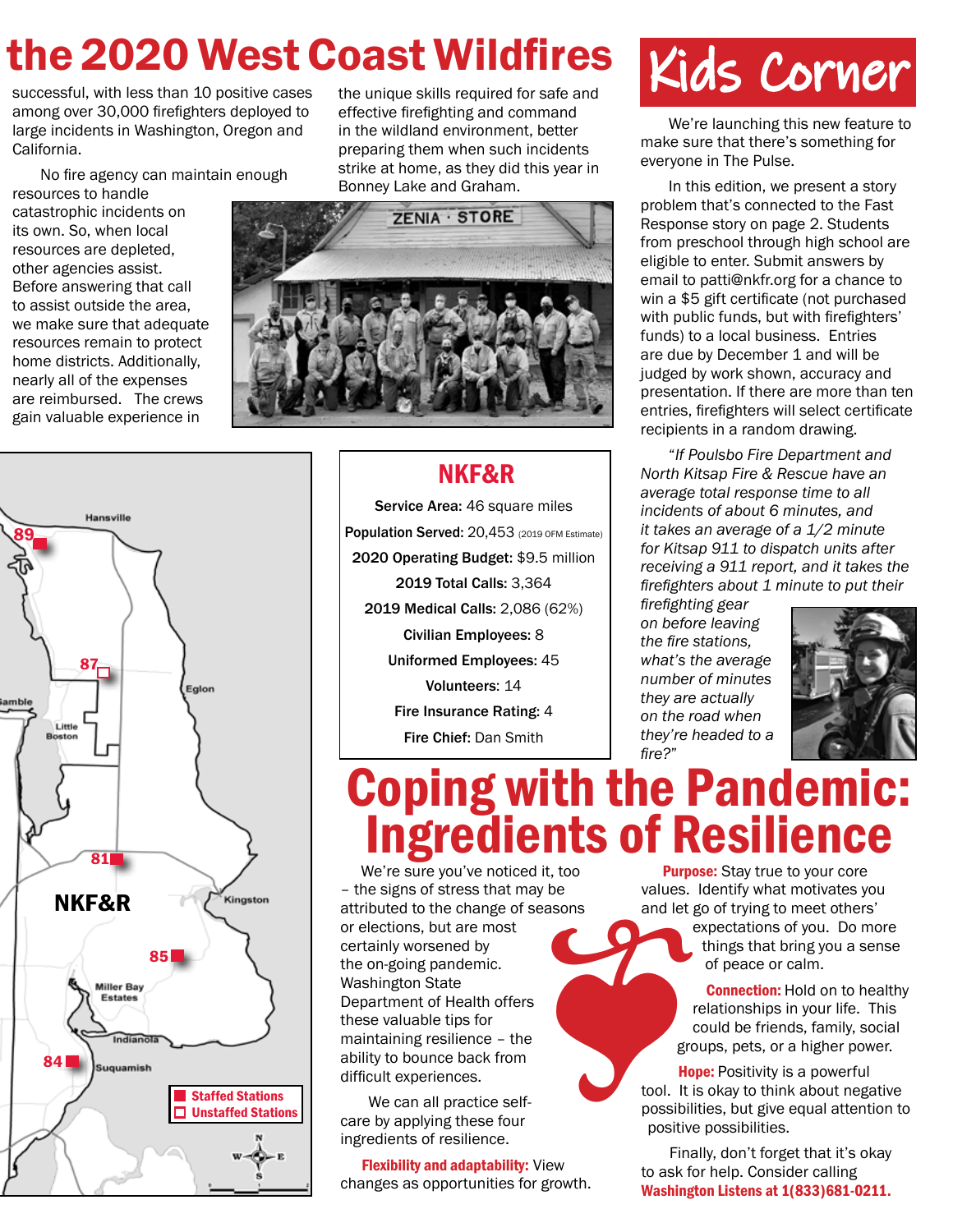# the 2020 West Coast Wildfires

successful, with less than 10 positive cases among over 30,000 firefighters deployed to large incidents in Washington, Oregon and California.

No fire agency can maintain enough resources to handle catastrophic incidents on its own. So, when local resources are depleted, other agencies assist. Before answering that call to assist outside the area, we make sure that adequate resources remain to protect home districts. Additionally, nearly all of the expenses are reimbursed. The crews gain valuable experience in the unique skills required for safe and effective firefighting and command in the wildland environment, better preparing them when such incidents strike at home, as they did this year in Bonney Lake and Graham.

## NKF&R

**Service Area:** 46 square miles

**Population Served:** 20,453 (2019 OFM Estimate)

**2020 Operating Budget:** $9.5 million

**2019 Total Calls:** 3,364

**2019 Medical Calls:** 2,086 (62%)

**Civilian Employees:** 8

**Uniformed Employees:** 45

**Volunteers:** 14

**Fire Insurance Rating:** 4

**Fire Chief:** Dan Smith

Map legend: Staffed Stations; Unstaffed Stations — Stations 89, 87, 81, 85, 84 (NKF&R; Hansville, Eglon, Little Boston, Kingston, Miller Bay Estates, Indianola, Suquamish)

# Kids Corner

We're launching this new feature to make sure that there's something for everyone in The Pulse.

In this edition, we present a story problem that's connected to the Fast Response story on page 2. Students from preschool through high school are eligible to enter. Submit answers by email to patti@nkfr.org for a chance to win a $5 gift certificate (not purchased with public funds, but with firefighters' funds) to a local business. Entries are due by December 1 and will be judged by work shown, accuracy and presentation. If there are more than ten entries, firefighters will select certificate recipients in a random drawing.

*"If Poulsbo Fire Department and North Kitsap Fire & Rescue have an average total response time to all incidents of about 6 minutes, and it takes an average of a 1/2 minute for Kitsap 911 to dispatch units after receiving a 911 report, and it takes the firefighters about 1 minute to put their firefighting gear on before leaving the fire stations, what's the average number of minutes they are actually on the road when they're headed to a fire?"*

# Coping with the Pandemic: Ingredients of Resilience

We're sure you've noticed it, too – the signs of stress that may be attributed to the change of seasons or elections, but are most certainly worsened by the on-going pandemic. Washington State Department of Health offers these valuable tips for maintaining resilience – the ability to bounce back from difficult experiences.

We can all practice self-care by applying these four ingredients of resilience.

**Flexibility and adaptability:** View changes as opportunities for growth.

**Purpose:** Stay true to your core values. Identify what motivates you and let go of trying to meet others' expectations of you. Do more things that bring you a sense of peace or calm.

**Connection:** Hold on to healthy relationships in your life. This could be friends, family, social groups, pets, or a higher power.

**Hope:** Positivity is a powerful tool. It is okay to think about negative possibilities, but give equal attention to positive possibilities.

Finally, don't forget that it's okay to ask for help. Consider calling **Washington Listens at 1(833)681-0211.**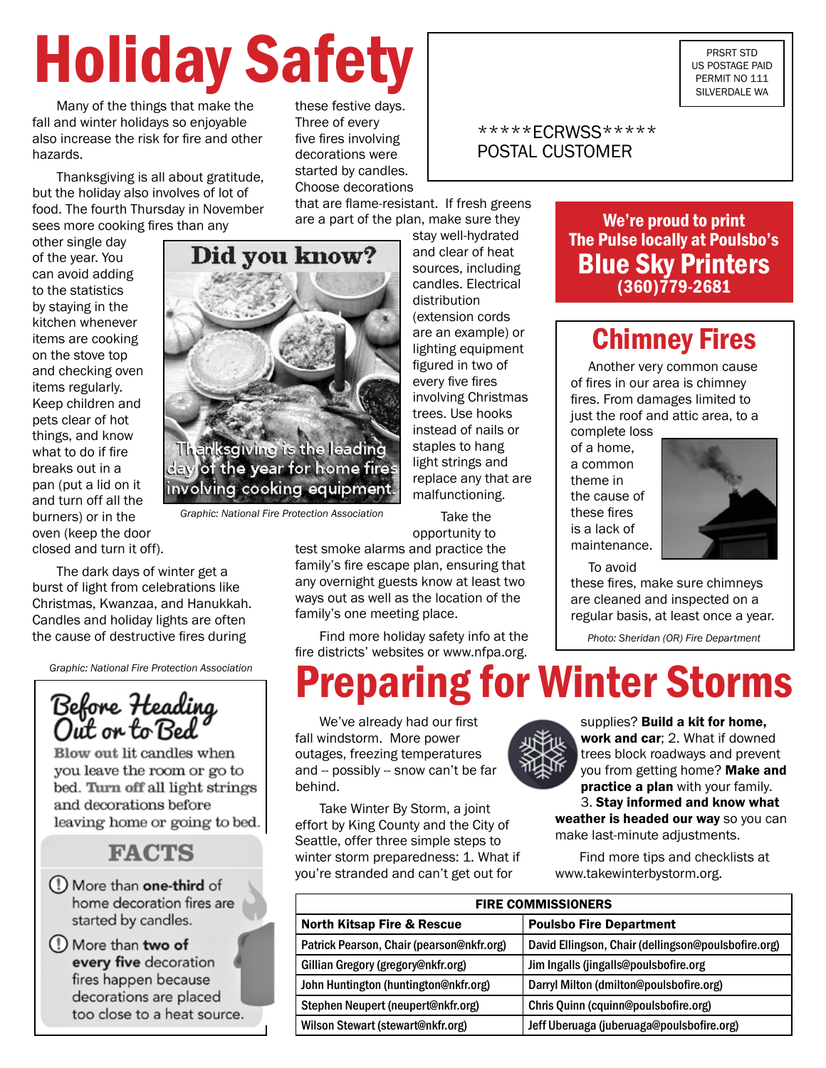# Holiday Safety

Many of the things that make the fall and winter holidays so enjoyable also increase the risk for fire and other hazards.

Thanksgiving is all about gratitude, but the holiday also involves of lot of food. The fourth Thursday in November sees more cooking fires than any other single day of the year. You can avoid adding to the statistics by staying in the kitchen whenever items are cooking on the stove top and checking oven items regularly. Keep children and pets clear of hot things, and know what to do if fire breaks out in a pan (put a lid on it and turn off all the burners) or in the oven (keep the door closed and turn it off).

**Did you know?**

Thanksgiving is the leading day of the year for home fires involving cooking equipment.

*Graphic: National Fire Protection Association*

The dark days of winter get a burst of light from celebrations like Christmas, Kwanzaa, and Hanukkah. Candles and holiday lights are often the cause of destructive fires during these festive days. Three of every five fires involving decorations were started by candles. Choose decorations that are flame-resistant. If fresh greens are a part of the plan, make sure they stay well-hydrated and clear of heat sources, including candles. Electrical distribution (extension cords are an example) or lighting equipment figured in two of every five fires involving Christmas trees. Use hooks instead of nails or staples to hang light strings and replace any that are malfunctioning.

Take the opportunity to test smoke alarms and practice the family's fire escape plan, ensuring that any overnight guests know at least two ways out as well as the location of the family's one meeting place.

Find more holiday safety info at the fire districts' websites or www.nfpa.org.

*Graphic: National Fire Protection Association*

**Before Heading Out or to Bed**

**Blow out** lit candles when you leave the room or go to bed. **Turn off** all light strings and decorations before leaving home or going to bed.

**FACTS**

- More than **one-third** of home decoration fires are started by candles.
- More than **two of every five** decoration fires happen because decorations are placed too close to a heat source.

PRSRT STD
US POSTAGE PAID
PERMIT NO 111
SILVERDALE WA

\*\*\*\*\*ECRWSS\*\*\*\*\*
POSTAL CUSTOMER

**We're proud to print The Pulse locally at Poulsbo's**
**Blue Sky Printers**
**(360)779-2681**

## Chimney Fires

Another very common cause of fires in our area is chimney fires. From damages limited to just the roof and attic area, to a complete loss of a home, a common theme in the cause of these fires is a lack of maintenance.

To avoid these fires, make sure chimneys are cleaned and inspected on a regular basis, at least once a year.

*Photo: Sheridan (OR) Fire Department*

# Preparing for Winter Storms

We've already had our first fall windstorm. More power outages, freezing temperatures and -- possibly -- snow can't be far behind.

Take Winter By Storm, a joint effort by King County and the City of Seattle, offer three simple steps to winter storm preparedness: 1. What if you're stranded and can't get out for supplies? **Build a kit for home, work and car**; 2. What if downed trees block roadways and prevent you from getting home? **Make and practice a plan** with your family. 3. **Stay informed and know what weather is headed our way** so you can make last-minute adjustments.

Find more tips and checklists at www.takewinterbystorm.org.

| FIRE COMMISSIONERS | |
|---|---|
| **North Kitsap Fire & Rescue** | **Poulsbo Fire Department** |
| Patrick Pearson, Chair (pearson@nkfr.org) | David Ellingson, Chair (dellingson@poulsbofire.org) |
| Gillian Gregory (gregory@nkfr.org) | Jim Ingalls (jingalls@poulsbofire.org |
| John Huntington (huntington@nkfr.org) | Darryl Milton (dmilton@poulsbofire.org) |
| Stephen Neupert (neupert@nkfr.org) | Chris Quinn (cquinn@poulsbofire.org) |
| Wilson Stewart (stewart@nkfr.org) | Jeff Uberuaga (juberuaga@poulsbofire.org) |